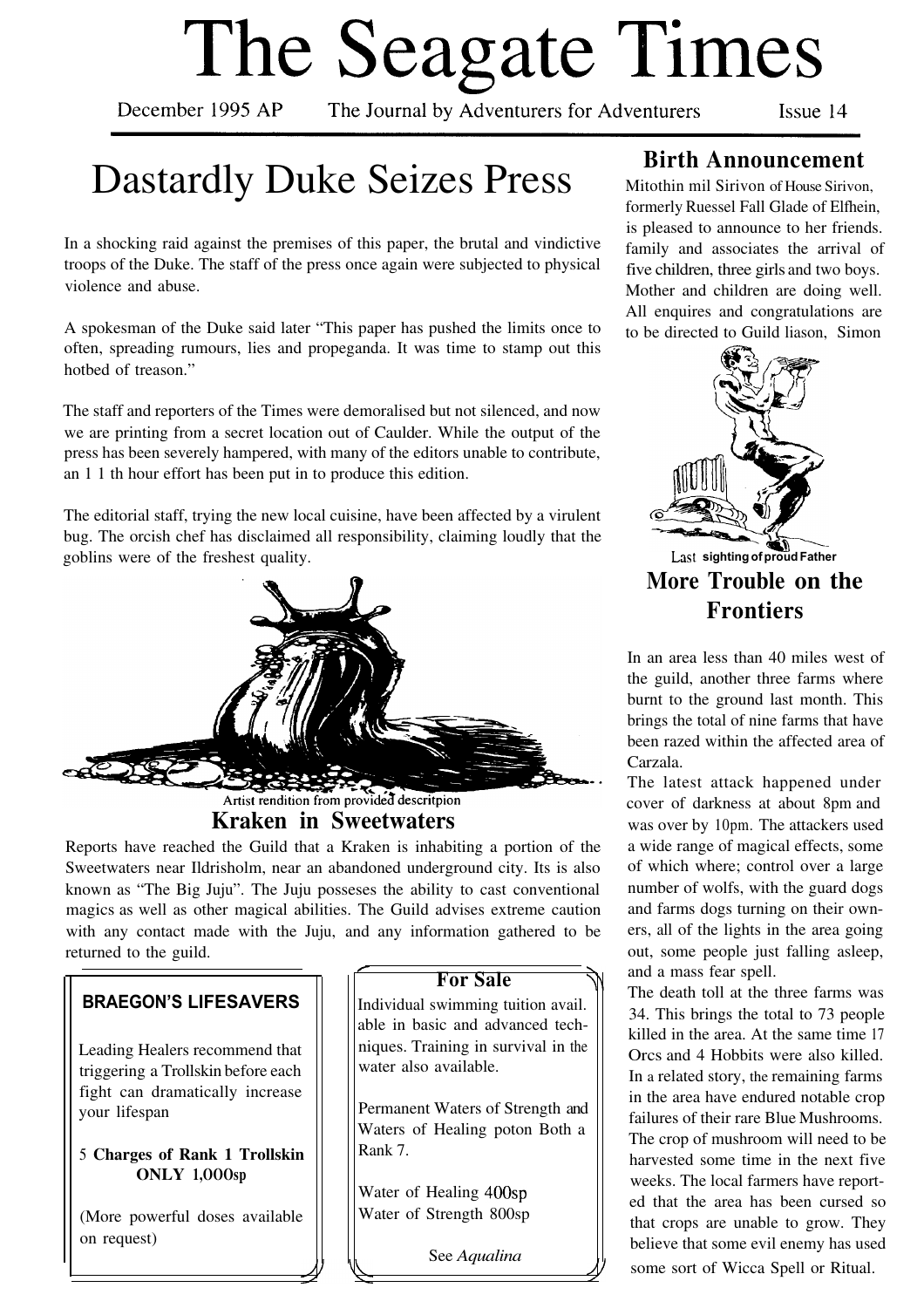# The Seagate Times

December 1995 AP — The Journal by Adventurers for Adventurers — Issue 14

## Dastardly Duke Seizes Press

In a shocking raid against the premises of this paper, the brutal and vindictive troops of the Duke. The staff of the press once again were subjected to physical violence and abuse.

A spokesman of the Duke said later "This paper has pushed the limits once to often, spreading rumours, lies and propeganda. It was time to stamp out this hotbed of treason."

The staff and reporters of the Times were demoralised but not silenced, and now we are printing from a secret location out of Caulder. While the output of the press has been severely hampered, with many of the editors unable to contribute, an 1 1 th hour effort has been put in to produce this edition.

The editorial staff, trying the new local cuisine, have been affected by a virulent bug. The orcish chef has disclaimed all responsibility, claiming loudly that the goblins were of the freshest quality.

Artist rendition from provided descritpion

## Kraken in Sweetwaters

Reports have reached the Guild that a Kraken is inhabiting a portion of the Sweetwaters near Ildrisholm, near an abandoned underground city. Its is also known as "The Big Juju". The Juju posseses the ability to cast conventional magics as well as other magical abilities. The Guild advises extreme caution with any contact made with the Juju, and any information gathered to be returned to the guild.

**BRAEGON'S LIFESAVERS**

Leading Healers recommend that triggering a Trollskin before each fight can dramatically increase your lifespan

5 **Charges of Rank 1 Trollskin ONLY 1,000sp**

(More powerful doses available on request)

**For Sale**

Individual swimming tuition available in basic and advanced techniques. Training in survival in the water also available.

Permanent Waters of Strength and Waters of Healing poton Both a Rank 7.

Water of Healing 400sp
Water of Strength 800sp

See *Aqualina*

## Birth Announcement

Mitothin mil Sirivon of House Sirivon, formerly Ruessel Fall Glade of Elfhein, is pleased to announce to her friends. family and associates the arrival of five children, three girls and two boys. Mother and children are doing well. All enquires and congratulations are to be directed to Guild liason, Simon

Last **sighting of proud Father**

## More Trouble on the Frontiers

In an area less than 40 miles west of the guild, another three farms where burnt to the ground last month. This brings the total of nine farms that have been razed within the affected area of Carzala.

The latest attack happened under cover of darkness at about 8pm and was over by 10pm. The attackers used a wide range of magical effects, some of which where; control over a large number of wolfs, with the guard dogs and farms dogs turning on their owners, all of the lights in the area going out, some people just falling asleep, and a mass fear spell.

The death toll at the three farms was 34. This brings the total to 73 people killed in the area. At the same time 17 Orcs and 4 Hobbits were also killed. In a related story, the remaining farms in the area have endured notable crop failures of their rare Blue Mushrooms. The crop of mushroom will need to be harvested some time in the next five weeks. The local farmers have reported that the area has been cursed so that crops are unable to grow. They believe that some evil enemy has used some sort of Wicca Spell or Ritual.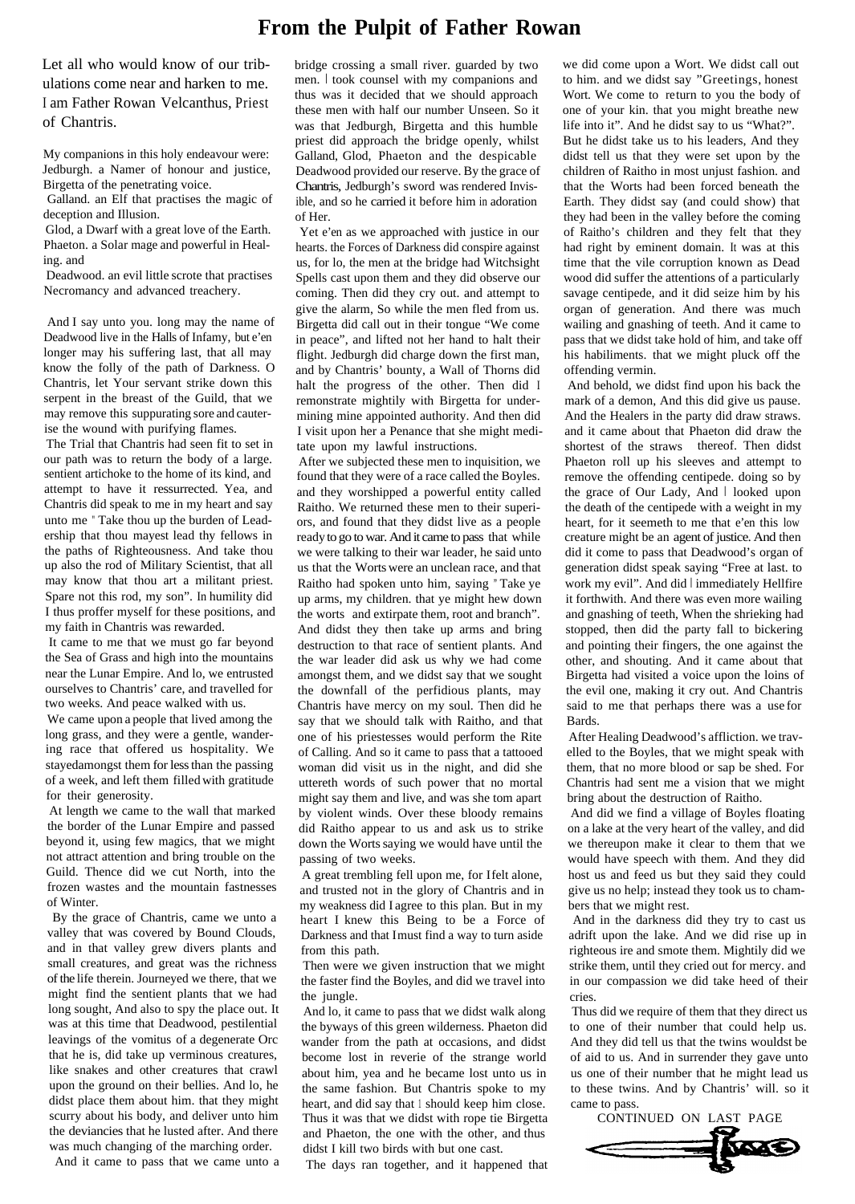# From the Pulpit of Father Rowan

Let all who would know of our tribulations come near and harken to me. I am Father Rowan Velcanthus, Priest of Chantris.

My companions in this holy endeavour were:
Jedburgh. a Namer of honour and justice, Birgetta of the penetrating voice.
Galland. an Elf that practises the magic of deception and Illusion.
Glod, a Dwarf with a great love of the Earth.
Phaeton. a Solar mage and powerful in Healing. and
Deadwood. an evil little scrote that practises Necromancy and advanced treachery.

And I say unto you. long may the name of Deadwood live in the Halls of Infamy, but e'en longer may his suffering last, that all may know the folly of the path of Darkness. O Chantris, let Your servant strike down this serpent in the breast of the Guild, that we may remove this suppurating sore and cauterise the wound with purifying flames.

The Trial that Chantris had seen fit to set in our path was to return the body of a large. sentient artichoke to the home of its kind, and attempt to have it ressurrected. Yea, and Chantris did speak to me in my heart and say unto me " Take thou up the burden of Leadership that thou mayest lead thy fellows in the paths of Righteousness. And take thou up also the rod of Military Scientist, that all may know that thou art a militant priest. Spare not this rod, my son". In humility did I thus proffer myself for these positions, and my faith in Chantris was rewarded.

It came to me that we must go far beyond the Sea of Grass and high into the mountains near the Lunar Empire. And lo, we entrusted ourselves to Chantris' care, and travelled for two weeks. And peace walked with us.

We came upon a people that lived among the long grass, and they were a gentle, wandering race that offered us hospitality. We stayedamongst them for less than the passing of a week, and left them filled with gratitude for their generosity.

At length we came to the wall that marked the border of the Lunar Empire and passed beyond it, using few magics, that we might not attract attention and bring trouble on the Guild. Thence did we cut North, into the frozen wastes and the mountain fastnesses of Winter.

By the grace of Chantris, came we unto a valley that was covered by Bound Clouds, and in that valley grew divers plants and small creatures, and great was the richness of the life therein. Journeyed we there, that we might find the sentient plants that we had long sought, And also to spy the place out. It was at this time that Deadwood, pestilential leavings of the vomitus of a degenerate Orc that he is, did take up verminous creatures, like snakes and other creatures that crawl upon the ground on their bellies. And lo, he didst place them about him. that they might scurry about his body, and deliver unto him the deviancies that he lusted after. And there was much changing of the marching order.

And it came to pass that we came unto a bridge crossing a small river. guarded by two men. I took counsel with my companions and thus was it decided that we should approach these men with half our number Unseen. So it was that Jedburgh, Birgetta and this humble priest did approach the bridge openly, whilst Galland, Glod, Phaeton and the despicable Deadwood provided our reserve. By the grace of Chantris, Jedburgh's sword was rendered Invisible, and so he carried it before him in adoration of Her.

Yet e'en as we approached with justice in our hearts. the Forces of Darkness did conspire against us, for lo, the men at the bridge had Witchsight Spells cast upon them and they did observe our coming. Then did they cry out. and attempt to give the alarm, So while the men fled from us. Birgetta did call out in their tongue "We come in peace", and lifted not her hand to halt their flight. Jedburgh did charge down the first man, and by Chantris' bounty, a Wall of Thorns did halt the progress of the other. Then did I remonstrate mightily with Birgetta for undermining mine appointed authority. And then did I visit upon her a Penance that she might meditate upon my lawful instructions.

After we subjected these men to inquisition, we found that they were of a race called the Boyles. and they worshipped a powerful entity called Raitho. We returned these men to their superiors, and they didst live as a people ready to go to war. And it came to pass that while we were talking to their war leader, he said unto us that the Worts were an unclean race, and that Raitho had spoken unto him, saying " Take ye up arms, my children. that ye might hew down the worts and extirpate them, root and branch". And didst they then take up arms and bring destruction to that race of sentient plants. And the war leader did ask us why we had come amongst them, and we didst say that we sought the downfall of the perfidious plants, may Chantris have mercy on my soul. Then did he say that we should talk with Raitho, and that one of his priestesses would perform the Rite of Calling. And so it came to pass that a tattooed woman did visit us in the night, and did she uttereth words of such power that no mortal might say them and live, and was she tom apart by violent winds. Over these bloody remains did Raitho appear to us and ask us to strike down the Worts saying we would have until the passing of two weeks.

A great trembling fell upon me, for I felt alone, and trusted not in the glory of Chantris and in my weakness did I agree to this plan. But in my heart I knew this Being to be a Force of Darkness and that I must find a way to turn aside from this path.

Then were we given instruction that we might the faster find the Boyles, and did we travel into the jungle.

And lo, it came to pass that we didst walk along the byways of this green wilderness. Phaeton did wander from the path at occasions, and didst become lost in reverie of the strange world about him, yea and he became lost unto us in the same fashion. But Chantris spoke to my heart, and did say that I should keep him close. Thus it was that we didst with rope tie Birgetta and Phaeton, the one with the other, and thus didst I kill two birds with but one cast.

The days ran together, and it happened that we did come upon a Wort. We didst call out to him. and we didst say "Greetings, honest Wort. We come to return to you the body of one of your kin. that you might breathe new life into it". And he didst say to us "What?". But he didst take us to his leaders, And they didst tell us that they were set upon by the children of Raitho in most unjust fashion. and that the Worts had been forced beneath the Earth. They didst say (and could show) that they had been in the valley before the coming of Raitho's children and they felt that they had right by eminent domain. It was at this time that the vile corruption known as Dead wood did suffer the attentions of a particularly savage centipede, and it did seize him by his organ of generation. And there was much wailing and gnashing of teeth. And it came to pass that we didst take hold of him, and take off his habiliments. that we might pluck off the offending vermin.

And behold, we didst find upon his back the mark of a demon, And this did give us pause. And the Healers in the party did draw straws. and it came about that Phaeton did draw the shortest of the straws thereof. Then didst Phaeton roll up his sleeves and attempt to remove the offending centipede. doing so by the grace of Our Lady, And I looked upon the death of the centipede with a weight in my heart, for it seemeth to me that e'en this low creature might be an agent of justice. And then did it come to pass that Deadwood's organ of generation didst speak saying "Free at last. to work my evil". And did I immediately Hellfire it forthwith. And there was even more wailing and gnashing of teeth, When the shrieking had stopped, then did the party fall to bickering and pointing their fingers, the one against the other, and shouting. And it came about that Birgetta had visited a voice upon the loins of the evil one, making it cry out. And Chantris said to me that perhaps there was a use for Bards.

After Healing Deadwood's affliction. we travelled to the Boyles, that we might speak with them, that no more blood or sap be shed. For Chantris had sent me a vision that we might bring about the destruction of Raitho.

And did we find a village of Boyles floating on a lake at the very heart of the valley, and did we thereupon make it clear to them that we would have speech with them. And they did host us and feed us but they said they could give us no help; instead they took us to chambers that we might rest.

And in the darkness did they try to cast us adrift upon the lake. And we did rise up in righteous ire and smote them. Mightily did we strike them, until they cried out for mercy. and in our compassion we did take heed of their cries.

Thus did we require of them that they direct us to one of their number that could help us. And they did tell us that the twins wouldst be of aid to us. And in surrender they gave unto us one of their number that he might lead us to these twins. And by Chantris' will. so it came to pass.

CONTINUED ON LAST PAGE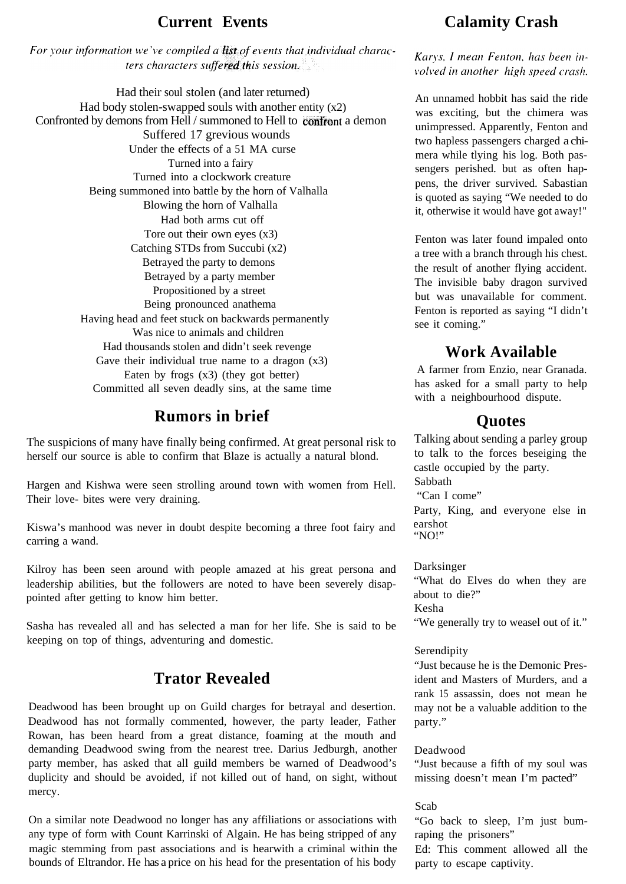## Current Events

*For your information we've compiled a list of events that individual characters characters suffered this session.*

Had their soul stolen (and later returned)
Had body stolen-swapped souls with another entity (x2)
Confronted by demons from Hell / summoned to Hell to confront a demon
Suffered 17 grevious wounds
Under the effects of a 51 MA curse
Turned into a fairy
Turned into a clockwork creature
Being summoned into battle by the horn of Valhalla
Blowing the horn of Valhalla
Had both arms cut off
Tore out their own eyes (x3)
Catching STDs from Succubi (x2)
Betrayed the party to demons
Betrayed by a party member
Propositioned by a street
Being pronounced anathema
Having head and feet stuck on backwards permanently
Was nice to animals and children
Had thousands stolen and didn't seek revenge
Gave their individual true name to a dragon (x3)
Eaten by frogs (x3) (they got better)
Committed all seven deadly sins, at the same time

## Rumors in brief

The suspicions of many have finally being confirmed. At great personal risk to herself our source is able to confirm that Blaze is actually a natural blond.

Hargen and Kishwa were seen strolling around town with women from Hell. Their love- bites were very draining.

Kiswa's manhood was never in doubt despite becoming a three foot fairy and carring a wand.

Kilroy has been seen around with people amazed at his great persona and leadership abilities, but the followers are noted to have been severely disappointed after getting to know him better.

Sasha has revealed all and has selected a man for her life. She is said to be keeping on top of things, adventuring and domestic.

## Trator Revealed

Deadwood has been brought up on Guild charges for betrayal and desertion. Deadwood has not formally commented, however, the party leader, Father Rowan, has been heard from a great distance, foaming at the mouth and demanding Deadwood swing from the nearest tree. Darius Jedburgh, another party member, has asked that all guild members be warned of Deadwood's duplicity and should be avoided, if not killed out of hand, on sight, without mercy.

On a similar note Deadwood no longer has any affiliations or associations with any type of form with Count Karrinski of Algain. He has being stripped of any magic stemming from past associations and is hearwith a criminal within the bounds of Eltrandor. He has a price on his head for the presentation of his body

## Calamity Crash

*Karys, I mean Fenton, has been involved in another high speed crash.*

An unnamed hobbit has said the ride was exciting, but the chimera was unimpressed. Apparently, Fenton and two hapless passengers charged a chimera while tlying his log. Both passengers perished. but as often happens, the driver survived. Sabastian is quoted as saying "We needed to do it, otherwise it would have got away!"

Fenton was later found impaled onto a tree with a branch through his chest. the result of another flying accident. The invisible baby dragon survived but was unavailable for comment. Fenton is reported as saying "I didn't see it coming."

## Work Available

A farmer from Enzio, near Granada. has asked for a small party to help with a neighbourhood dispute.

## Quotes

Talking about sending a parley group to talk to the forces beseiging the castle occupied by the party.
Sabbath
"Can I come"
Party, King, and everyone else in earshot
"NO!"

Darksinger
"What do Elves do when they are about to die?"
Kesha
"We generally try to weasel out of it."

Serendipity
"Just because he is the Demonic President and Masters of Murders, and a rank 15 assassin, does not mean he may not be a valuable addition to the party."

Deadwood
"Just because a fifth of my soul was missing doesn't mean I'm pacted"

Scab
"Go back to sleep, I'm just bumraping the prisoners"
Ed: This comment allowed all the party to escape captivity.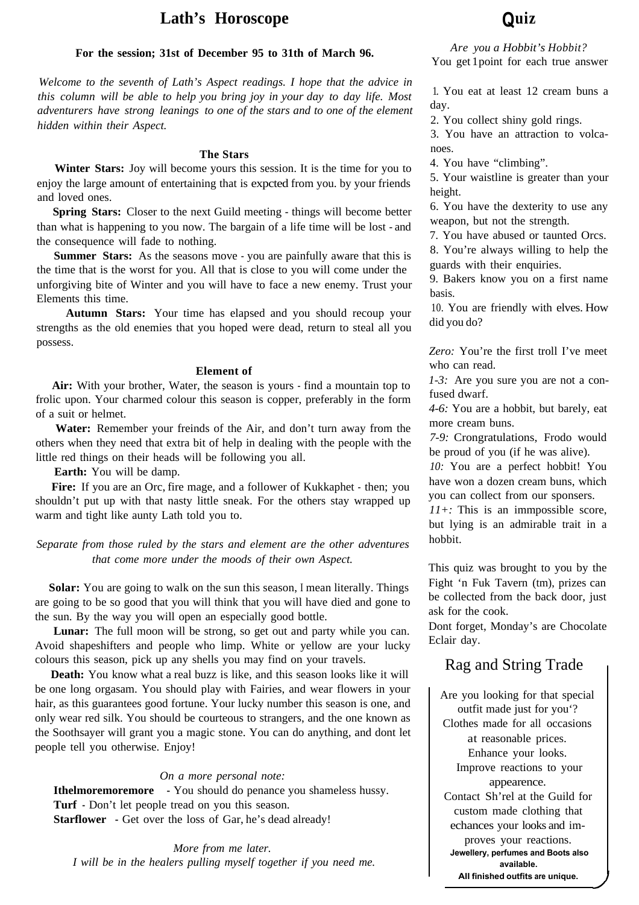# Lath's Horoscope

**For the session; 31st of December 95 to 31th of March 96.**

*Welcome to the seventh of Lath's Aspect readings. I hope that the advice in this column will be able to help you bring joy in your day to day life. Most adventurers have strong leanings to one of the stars and to one of the element hidden within their Aspect.*

### The Stars

**Winter Stars:** Joy will become yours this session. It is the time for you to enjoy the large amount of entertaining that is expcted from you. by your friends and loved ones.

**Spring Stars:** Closer to the next Guild meeting - things will become better than what is happening to you now. The bargain of a life time will be lost - and the consequence will fade to nothing.

**Summer Stars:** As the seasons move - you are painfully aware that this is the time that is the worst for you. All that is close to you will come under the unforgiving bite of Winter and you will have to face a new enemy. Trust your Elements this time.

**Autumn Stars:** Your time has elapsed and you should recoup your strengths as the old enemies that you hoped were dead, return to steal all you possess.

### Element of

**Air:** With your brother, Water, the season is yours - find a mountain top to frolic upon. Your charmed colour this season is copper, preferably in the form of a suit or helmet.

**Water:** Remember your freinds of the Air, and don't turn away from the others when they need that extra bit of help in dealing with the people with the little red things on their heads will be following you all.

**Earth:** You will be damp.

**Fire:** If you are an Orc, fire mage, and a follower of Kukkaphet - then; you shouldn't put up with that nasty little sneak. For the others stay wrapped up warm and tight like aunty Lath told you to.

*Separate from those ruled by the stars and element are the other adventures that come more under the moods of their own Aspect.*

**Solar:** You are going to walk on the sun this season, I mean literally. Things are going to be so good that you will think that you will have died and gone to the sun. By the way you will open an especially good bottle.

**Lunar:** The full moon will be strong, so get out and party while you can. Avoid shapeshifters and people who limp. White or yellow are your lucky colours this season, pick up any shells you may find on your travels.

**Death:** You know what a real buzz is like, and this season looks like it will be one long orgasam. You should play with Fairies, and wear flowers in your hair, as this guarantees good fortune. Your lucky number this season is one, and only wear red silk. You should be courteous to strangers, and the one known as the Soothsayer will grant you a magic stone. You can do anything, and dont let people tell you otherwise. Enjoy!

*On a more personal note:*

**Ithelmoremoremore** - You should do penance you shameless hussy.
**Turf** - Don't let people tread on you this season.
**Starflower** - Get over the loss of Gar, he's dead already!

*More from me later.*
*I will be in the healers pulling myself together if you need me.*

# Quiz

*Are you a Hobbit's Hobbit?*
You get 1 point for each true answer

1. You eat at least 12 cream buns a day.
2. You collect shiny gold rings.
3. You have an attraction to volcanoes.
4. You have "climbing".
5. Your waistline is greater than your height.
6. You have the dexterity to use any weapon, but not the strength.
7. You have abused or taunted Orcs.
8. You're always willing to help the guards with their enquiries.
9. Bakers know you on a first name basis.
10. You are friendly with elves. How did you do?

*Zero:* You're the first troll I've meet who can read.
*1-3:* Are you sure you are not a confused dwarf.
*4-6:* You are a hobbit, but barely, eat more cream buns.
*7-9:* Crongratulations, Frodo would be proud of you (if he was alive).
*10:* You are a perfect hobbit! You have won a dozen cream buns, which you can collect from our sponsers.
*11+:* This is an immpossible score, but lying is an admirable trait in a hobbit.

This quiz was brought to you by the Fight 'n Fuk Tavern (tm), prizes can be collected from the back door, just ask for the cook.
Dont forget, Monday's are Chocolate Eclair day.

## Rag and String Trade

Are you looking for that special outfit made just for you'?
Clothes made for all occasions at reasonable prices.
Enhance your looks.
Improve reactions to your appearence.
Contact Sh'rel at the Guild for custom made clothing that echances your looks and improves your reactions.
**Jewellery, perfumes and Boots also available.**
**All finished outfits are unique.**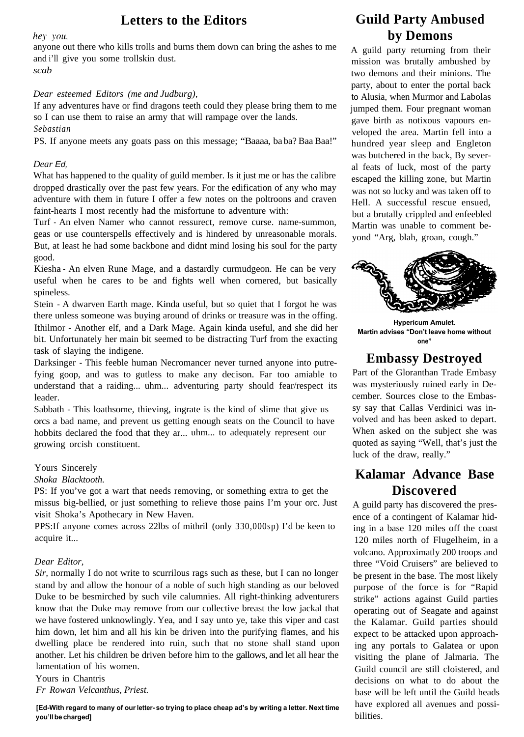## Letters to the Editors

*hey you,*

anyone out there who kills trolls and burns them down can bring the ashes to me and i'll give you some trollskin dust.

*scab*

*Dear esteemed Editors (me and Judburg),*

If any adventures have or find dragons teeth could they please bring them to me so I can use them to raise an army that will rampage over the lands.

*Sebastian*

PS. If anyone meets any goats pass on this message; "Baaaa, ba ba? Baa Baa!"

*Dear Ed,*

What has happened to the quality of guild member. Is it just me or has the calibre dropped drastically over the past few years. For the edification of any who may adventure with them in future I offer a few notes on the poltroons and craven faint-hearts I most recently had the misfortune to adventure with:

Turf - An elven Namer who cannot ressurect, remove curse. name-summon, geas or use counterspells effectively and is hindered by unreasonable morals. But, at least he had some backbone and didnt mind losing his soul for the party good.

Kiesha - An elven Rune Mage, and a dastardly curmudgeon. He can be very useful when he cares to be and fights well when cornered, but basically spineless.

Stein - A dwarven Earth mage. Kinda useful, but so quiet that I forgot he was there unless someone was buying around of drinks or treasure was in the offing.

Ithilmor - Another elf, and a Dark Mage. Again kinda useful, and she did her bit. Unfortunately her main bit seemed to be distracting Turf from the exacting task of slaying the indigene.

Darksinger - This feeble human Necromancer never turned anyone into putrefying goop, and was to gutless to make any decison. Far too amiable to understand that a raiding... uhm... adventuring party should fear/respect its leader.

Sabbath - This loathsome, thieving, ingrate is the kind of slime that give us orcs a bad name, and prevent us getting enough seats on the Council to have hobbits declared the food that they ar... uhm... to adequately represent our growing orcish constituent.

Yours Sincerely

*Shoka Blacktooth.*

PS: If you've got a wart that needs removing, or something extra to get the missus big-bellied, or just something to relieve those pains I'm your orc. Just visit Shoka's Apothecary in New Haven.

PPS:If anyone comes across 22lbs of mithril (only 330,000sp) I'd be keen to acquire it...

*Dear Editor,*

*Sir,* normally I do not write to scurrilous rags such as these, but I can no longer stand by and allow the honour of a noble of such high standing as our beloved Duke to be besmirched by such vile calumnies. All right-thinking adventurers know that the Duke may remove from our collective breast the low jackal that we have fostered unknowlingly. Yea, and I say unto ye, take this viper and cast him down, let him and all his kin be driven into the purifying flames, and his dwelling place be rendered into ruin, such that no stone shall stand upon another. Let his children be driven before him to the gallows, and let all hear the lamentation of his women.

Yours in Chantris

*Fr Rowan Velcanthus, Priest.*

**[Ed-With regard to many of our letter- so trying to place cheap ad's by writing a letter. Next time you'll be charged]**

## Guild Party Ambused by Demons

A guild party returning from their mission was brutally ambushed by two demons and their minions. The party, about to enter the portal back to Alusia, when Murmor and Labolas jumped them. Four pregnant woman gave birth as notixous vapours enveloped the area. Martin fell into a hundred year sleep and Engleton was butchered in the back, By several feats of luck, most of the party escaped the killing zone, but Martin was not so lucky and was taken off to Hell. A successful rescue ensued, but a brutally crippled and enfeebled Martin was unable to comment beyond "Arg, blah, groan, cough."

**Hypericum Amulet. Martin advises "Don't leave home without one"**

## Embassy Destroyed

Part of the Gloranthan Trade Embasy was mysteriously ruined early in December. Sources close to the Embassy say that Callas Verdinici was involved and has been asked to depart. When asked on the subject she was quoted as saying "Well, that's just the luck of the draw, really."

## Kalamar Advance Base Discovered

A guild party has discovered the presence of a contingent of Kalamar hiding in a base 120 miles off the coast 120 miles north of Flugelheim, in a volcano. Approximatly 200 troops and three "Void Cruisers" are believed to be present in the base. The most likely purpose of the force is for "Rapid strike" actions against Guild parties operating out of Seagate and against the Kalamar. Guild parties should expect to be attacked upon approaching any portals to Galatea or upon visiting the plane of Jalmaria. The Guild council are still cloistered, and decisions on what to do about the base will be left until the Guild heads have explored all avenues and possibilities.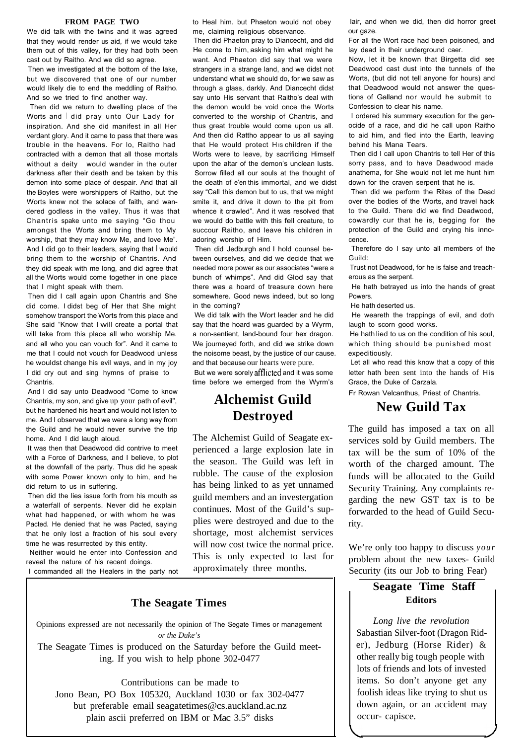**FROM PAGE TWO**

We did talk with the twins and it was agreed that they would render us aid, if we would take them out of this valley, for they had both been cast out by Raitho. And we did so agree.

Then we investigated at the bottom of the lake, but we discovered that one of our number would likely die to end the meddling of Raitho. And so we tried to find another way.

Then did we return to dwelling place of the Worts and I did pray unto Our Lady for inspiration. And she did manifest in all Her verdant glory. And it came to pass that there was trouble in the heavens. For lo, Raitho had contracted with a demon that all those mortals without a deity would wander in the outer darkness after their death and be taken by this demon into some place of despair. And that all the Boyles were worshippers of Raitho, but the Worts knew not the solace of faith, and wandered godless in the valley. Thus it was that Chantris spake unto me saying "Go thou amongst the Worts and bring them to My worship, that they may know Me, and love Me". And I did go to their leaders, saying that I would bring them to the worship of Chantris. And they did speak with me long, and did agree that all the Worts would come together in one place that I might speak with them.

Then did I call again upon Chantris and She did come. I didst beg of Her that She might somehow transport the Worts from this place and She said "Know that I will create a portal that will take from this place all who worship Me. and all who you can vouch for". And it came to me that I could not vouch for Deadwood unless he wouldst change his evil ways, and in my joy I did cry out and sing hymns of praise to Chantris.

And I did say unto Deadwood "Come to know Chantris, my son, and give up your path of evil", but he hardened his heart and would not listen to me. And I observed that we were a long way from the Guild and he would never survive the trip home. And I did laugh aloud.

It was then that Deadwood did contrive to meet with a Force of Darkness, and I believe, to plot at the downfall of the party. Thus did he speak with some Power known only to him, and he did return to us in suffering.

Then did the lies issue forth from his mouth as a waterfall of serpents. Never did he explain what had happened, or with whom he was Pacted. He denied that he was Pacted, saying that he only lost a fraction of his soul every time he was resurrected by this entity.

Neither would he enter into Confession and reveal the nature of his recent doings.

I commanded all the Healers in the party not to Heal him. but Phaeton would not obey me, claiming religious observance.

Then did Phaeton pray to Diancecht, and did He come to him, asking him what might he want. And Phaeton did say that we were strangers in a strange land, and we didst not understand what we should do, for we saw as through a glass, darkly. And Diancecht didst say unto His servant that Raitho's deal with the demon would be void once the Worts converted to the worship of Chantris, and thus great trouble would come upon us all. And then did Rattho appear to us all saying that He would protect His children if the Worts were to leave, by sacrificing Himself upon the altar of the demon's unclean lusts.

Sorrow filled all our souls at the thought of the death of e'en this immortal, and we didst say "Call this demon but to us, that we might smite it, and drive it down to the pit from whence it crawled". And it was resolved that we would do battle with this fell creature, to succour Raitho, and leave his children in adoring worship of Him.

Then did Jedburgh and I hold counsel between ourselves, and did we decide that we needed more power as our associates "were a bunch of whimps". And did Glod say that there was a hoard of treasure down here somewhere. Good news indeed, but so long in the coming?

We did talk with the Wort leader and he did say that the hoard was guarded by a Wyrm, a non-sentient, land-bound four hex dragon. We journeyed forth, and did we strike down the noisome beast, by the justice of our cause. and that because our hearts were pure.

But we were sorely afflicted and it was some time before we emerged from the Wyrm's lair, and when we did, then did horror greet our gaze.

For all the Wort race had been poisoned, and lay dead in their underground caer.

Now, let it be known that Birgetta did see Deadwood cast dust into the tunnels of the Worts, (but did not tell anyone for hours) and that Deadwood would not answer the questions of Galland nor would he submit to Confession to clear his name.

I ordered his summary execution for the genocide of a race, and did he call upon Raitho to aid him, and fled into the Earth, leaving behind his Mana Tears.

Then did I call upon Chantris to tell Her of this sorry pass, and to have Deadwood made anathema, for She would not let me hunt him down for the craven serpent that he is.

Then did we perform the Rites of the Dead over the bodies of the Worts, and travel hack to the Guild. There did we find Deadwood, cowardly cur that he is, begging for the protection of the Guild and crying his innocence.

Therefore do I say unto all members of the Guild:

Trust not Deadwood, for he is false and treacherous as the serpent.

He hath betrayed us into the hands of great Powers.

He hath deserted us.

He weareth the trappings of evil, and doth laugh to scorn good works.

He hath lied to us on the condition of his soul, which thing should be punished most expeditiously.

Let all who read this know that a copy of this letter hath been sent into the hands of His Grace, the Duke of Carzala.

Fr Rowan Velcanthus, Priest of Chantris.

## Alchemist Guild Destroyed

The Alchemist Guild of Seagate experienced a large explosion late in the season. The Guild was left in rubble. The cause of the explosion has being linked to as yet unnamed guild members and an investergation continues. Most of the Guild's supplies were destroyed and due to the shortage, most alchemist services will now cost twice the normal price. This is only expected to last for approximately three months.

## New Guild Tax

The guild has imposed a tax on all services sold by Guild members. The tax will be the sum of 10% of the worth of the charged amount. The funds will be allocated to the Guild Security Training. Any complaints regarding the new GST tax is to be forwarded to the head of Guild Security.

We're only too happy to discuss *your* problem about the new taxes- Guild Security (its our Job to bring Fear)

### The Seagate Times

Opinions expressed are not necessarily the opinion of The Segate Times or management *or the Duke's*

The Seagate Times is produced on the Saturday before the Guild meeting. If you wish to help phone 302-0477

Contributions can be made to
Jono Bean, PO Box 105320, Auckland 1030 or fax 302-0477
but preferable email seagatetimes@cs.auckland.ac.nz
plain ascii preferred on IBM or Mac 3.5" disks

### Seagate Time Staff

**Editors**

*Long live the revolution*

Sabastian Silver-foot (Dragon Rider), Jedburg (Horse Rider) & other really big tough people with lots of friends and lots of invested items. So don't anyone get any foolish ideas like trying to shut us down again, or an accident may occur- capisce.